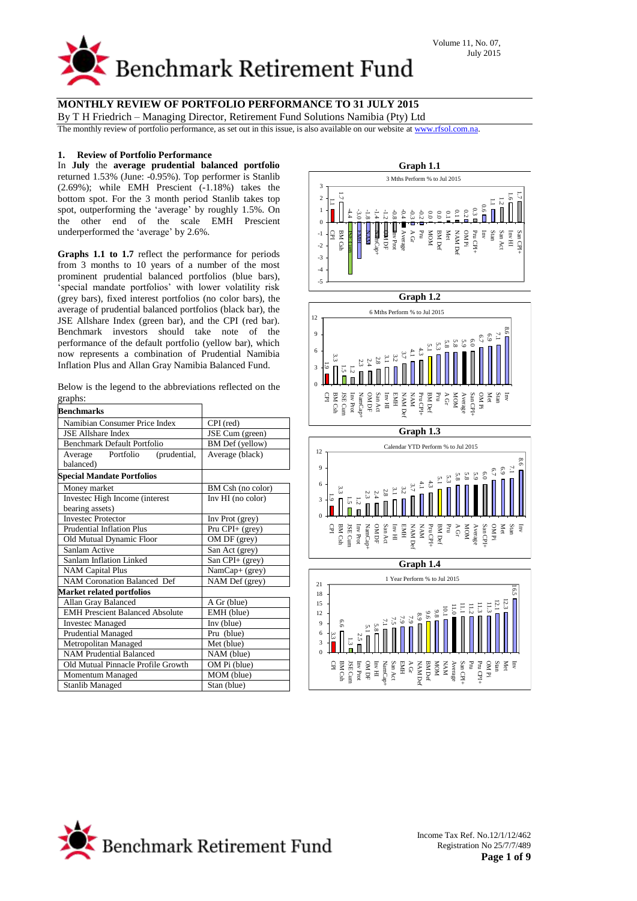# MONTHLY REVIEW OF PORTFOLIO PERFORMANCE TO 31 JULY 2015

By T H Friedrich – Managing Director, Retirement Fund Solutions Namibia (Pty) Ltd

The monthly review of portfolio performance, as set out in this issue, is also available on our website at www.rfsol.com.na.

## 1. Review of Portfolio Performance

In **July** the **average prudential balanced portfolio** returned 1.53% (June: -0.95%). Top performer is Stanlib (2.69%); while EMH Prescient (-1.18%) takes the bottom spot. For the 3 month period Stanlib takes top spot, outperforming the 'average' by roughly 1.5%. On the other end of the scale EMH Prescient underperformed the 'average' by 2.6%.

**Graphs 1.1 to 1.7** reflect the performance for periods from 3 months to 10 years of a number of the most prominent prudential balanced portfolios (blue bars), 'special mandate portfolios' with lower volatility risk (grey bars), fixed interest portfolios (no color bars), the average of prudential balanced portfolios (black bar), the JSE Allshare Index (green bar), and the CPI (red bar). Benchmark investors should take note of the performance of the default portfolio (yellow bar), which now represents a combination of Prudential Namibia Inflation Plus and Allan Gray Namibia Balanced Fund.

Below is the legend to the abbreviations reflected on the graphs:

| **Benchmarks** | |
|---|---|
| Namibian Consumer Price Index | CPI (red) |
| JSE Allshare Index | JSE Cum (green) |
| Benchmark Default Portfolio | BM Def (yellow) |
| Average Portfolio (prudential, balanced) | Average (black) |
| **Special Mandate Portfolios** | |
| Money market | BM Csh (no color) |
| Investec High Income (interest bearing assets) | Inv HI (no color) |
| Investec Protector | Inv Prot (grey) |
| Prudential Inflation Plus | Pru CPI+ (grey) |
| Old Mutual Dynamic Floor | OM DF (grey) |
| Sanlam Active | San Act (grey) |
| Sanlam Inflation Linked | San CPI+ (grey) |
| NAM Capital Plus | NamCap+ (grey) |
| NAM Coronation Balanced Def | NAM Def (grey) |
| **Market related portfolios** | |
| Allan Gray Balanced | A Gr (blue) |
| EMH Prescient Balanced Absolute | EMH (blue) |
| Investec Managed | Inv (blue) |
| Prudential Managed | Pru (blue) |
| Metropolitan Managed | Met (blue) |
| NAM Prudential Balanced | NAM (blue) |
| Old Mutual Pinnacle Profile Growth | OM Pi (blue) |
| Momentum Managed | MOM (blue) |
| Stanlib Managed | Stan (blue) |

**Graph 1.1**

3 Mths Perform % to Jul 2015

| CPI | BM Csh | JSE Cum | EMH | NAM | NamCap+ | OM DF | Inv Prot | Average | A Gr | Pru | MOM | BM Def | Met | NAM Def | Pru CPI+ | OM Pi | Inv | Stan | San Act | Inv HI | San CPI+ |
|---|---|---|---|---|---|---|---|---|---|---|---|---|---|---|---|---|---|---|---|---|---|
| 1.1 | 1.7 | -4.4 | -3.0 | -1.8 | -1.4 | -1.2 | -0.8 | -0.4 | -0.3 | -0.2 | 0.0 | 0.0 | 0.1 | 0.1 | 0.2 | 0.3 | 0.6 | 1.1 | 1.2 | 1.6 | 1.7 |

**Graph 1.2**

6 Mths Perform % to Jul 2015

| CPI | BM Csh | JSE Cum | Inv Prot | NamCap+ | OM DF | San Act | Inv HI | EMH | NAM Def | NAM | Pru CPI+ | BM Def | Pru | A Gr | MOM | Average | San CPI+ | OM Pi | Met | Stan | Inv |
|---|---|---|---|---|---|---|---|---|---|---|---|---|---|---|---|---|---|---|---|---|---|
| 1.9 | 3.3 | 1.5 | 1.2 | 2.3 | 2.4 | 2.8 | 3.1 | 3.2 | 3.7 | 4.1 | 4.3 | 5.1 | 5.3 | 5.8 | 5.8 | 5.9 | 6.0 | 6.7 | 6.9 | 7.1 | 8.6 |

**Graph 1.3**

Calendar YTD Perform % to Jul 2015

| CPI | BM Csh | JSE Cum | Inv Prot | NamCap+ | OM DF | San Act | Inv HI | EMH | NAM Def | NAM | Pru CPI+ | BM Def | Pru | A Gr | MOM | Average | San CPI+ | OM Pi | Met | Stan | Inv |
|---|---|---|---|---|---|---|---|---|---|---|---|---|---|---|---|---|---|---|---|---|---|
| 1.9 | 3.3 | 1.5 | 1.2 | 2.3 | 2.4 | 2.8 | 3.1 | 3.2 | 3.7 | 4.1 | 4.3 | 5.1 | 5.3 | 5.8 | 5.8 | 5.9 | 6.0 | 6.7 | 6.9 | 7.1 | 8.6 |

**Graph 1.4**

1 Year Perform % to Jul 2015

| CPI | BM Csh | JSE Cum | Inv Prot | OM DF | Inv HI | NamCap+ | San Act | EMH | A Gr | NAM Def | BM Def | MOM | NAM | Average | San CPI+ | Pru | Pru CPI+ | OM Pi | Met | Inv |
|---|---|---|---|---|---|---|---|---|---|---|---|---|---|---|---|---|---|---|---|---|
| 3.3 | 6.6 | 1.3 | 2.5 | 5.1 | 5.8 | 7.1 | 7.5 | 7.9 | 7.9 | 8.9 | 9.6 | 9.8 | 10.1 | 11.0 | 11.1 | 11.2 | 11.3 | 11.3 | 12.1 | 12.3 | 16.5 |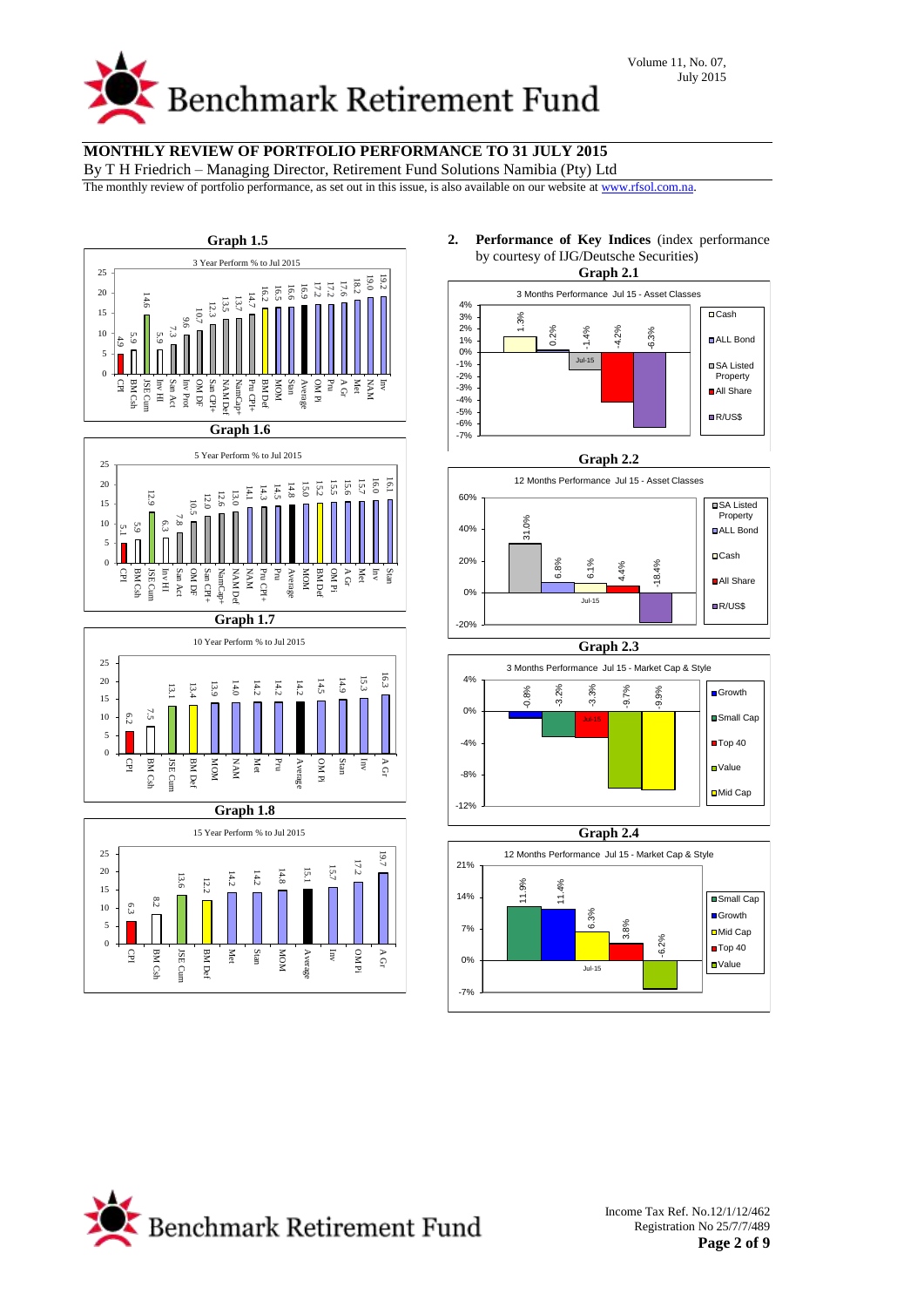## MONTHLY REVIEW OF PORTFOLIO PERFORMANCE TO 31 JULY 2015

By T H Friedrich – Managing Director, Retirement Fund Solutions Namibia (Pty) Ltd

The monthly review of portfolio performance, as set out in this issue, is also available on our website at www.rfsol.com.na.

**Graph 1.5**

3 Year Perform % to Jul 2015

| CPI | BM Csh | JSE Cum | Inv HI | San Act | Inv Prot | OM DF | San CPI+ | NAM Def | NamCap+ | Pru CPI+ | BM Def | MOM | Stan | Average | OM Pi | Pru | A Gr | Met | NAM | Inv |
|---|---|---|---|---|---|---|---|---|---|---|---|---|---|---|---|---|---|---|---|---|
| 4.9 | 5.9 | 14.6 | 5.9 | 7.3 | 9.6 | 10.7 | 12.3 | 13.5 | 13.7 | 14.7 | 16.2 | 16.5 | 16.6 | 16.9 | 17.2 | 17.2 | 17.6 | 18.2 | 19.0 | 19.2 |

**Graph 1.6**

5 Year Perform % to Jul 2015

| CPI | BM Csh | JSE Cum | Inv HI | San Act | OM DF | San CPI+ | NamCap+ | NAM Def | NAM | Pru CPI+ | Pru | Average | MOM | BM Def | OM Pi | A Gr | Met | Inv | Stan |
|---|---|---|---|---|---|---|---|---|---|---|---|---|---|---|---|---|---|---|---|
| 5.1 | 5.9 | 12.9 | 6.3 | 7.8 | 10.5 | 12.0 | 12.6 | 13.0 | 14.1 | 14.3 | 14.5 | 14.8 | 15.0 | 15.2 | 15.5 | 15.6 | 15.7 | 16.0 | 16.1 |

**Graph 1.7**

10 Year Perform % to Jul 2015

| CPI | BM Csh | JSE Cum | BM Def | MOM | NAM | Met | Pru | Average | OM Pi | Stan | Inv | A Gr |
|---|---|---|---|---|---|---|---|---|---|---|---|---|
| 6.2 | 7.5 | 13.1 | 13.4 | 13.9 | 14.0 | 14.2 | 14.2 | 14.2 | 14.5 | 14.9 | 15.3 | 16.3 |

**Graph 1.8**

15 Year Perform % to Jul 2015

| CPI | BM Csh | JSE Cum | BM Def | Met | Stan | MOM | Average | Inv | OM Pi | A Gr |
|---|---|---|---|---|---|---|---|---|---|---|
| 6.3 | 8.2 | 13.6 | 12.2 | 14.2 | 14.2 | 14.8 | 15.1 | 15.7 | 17.2 | 19.7 |

## 2. Performance of Key Indices

(index performance by courtesy of IJG/Deutsche Securities)

**Graph 2.1**

3 Months Performance Jul 15 - Asset Classes

| Cash | ALL Bond | SA Listed Property | All Share | R/US$ |
|---|---|---|---|---|
| 1.3% | 0.2% | -1.4% | -4.2% | -6.3% |

**Graph 2.2**

12 Months Performance Jul 15 - Asset Classes

| SA Listed Property | ALL Bond | Cash | All Share | R/US$ |
|---|---|---|---|---|
| 31.0% | 6.8% | 6.1% | 4.4% | -18.4% |

**Graph 2.3**

3 Months Performance Jul 15 - Market Cap & Style

| Growth | Small Cap | Top 40 | Value | Mid Cap |
|---|---|---|---|---|
| -0.8% | -3.2% | -3.3% | -9.7% | -9.9% |

**Graph 2.4**

12 Months Performance Jul 15 - Market Cap & Style

| Small Cap | Growth | Mid Cap | Top 40 | Value |
|---|---|---|---|---|
| 11.9% | 11.4% | 6.3% | 3.8% | -6.2% |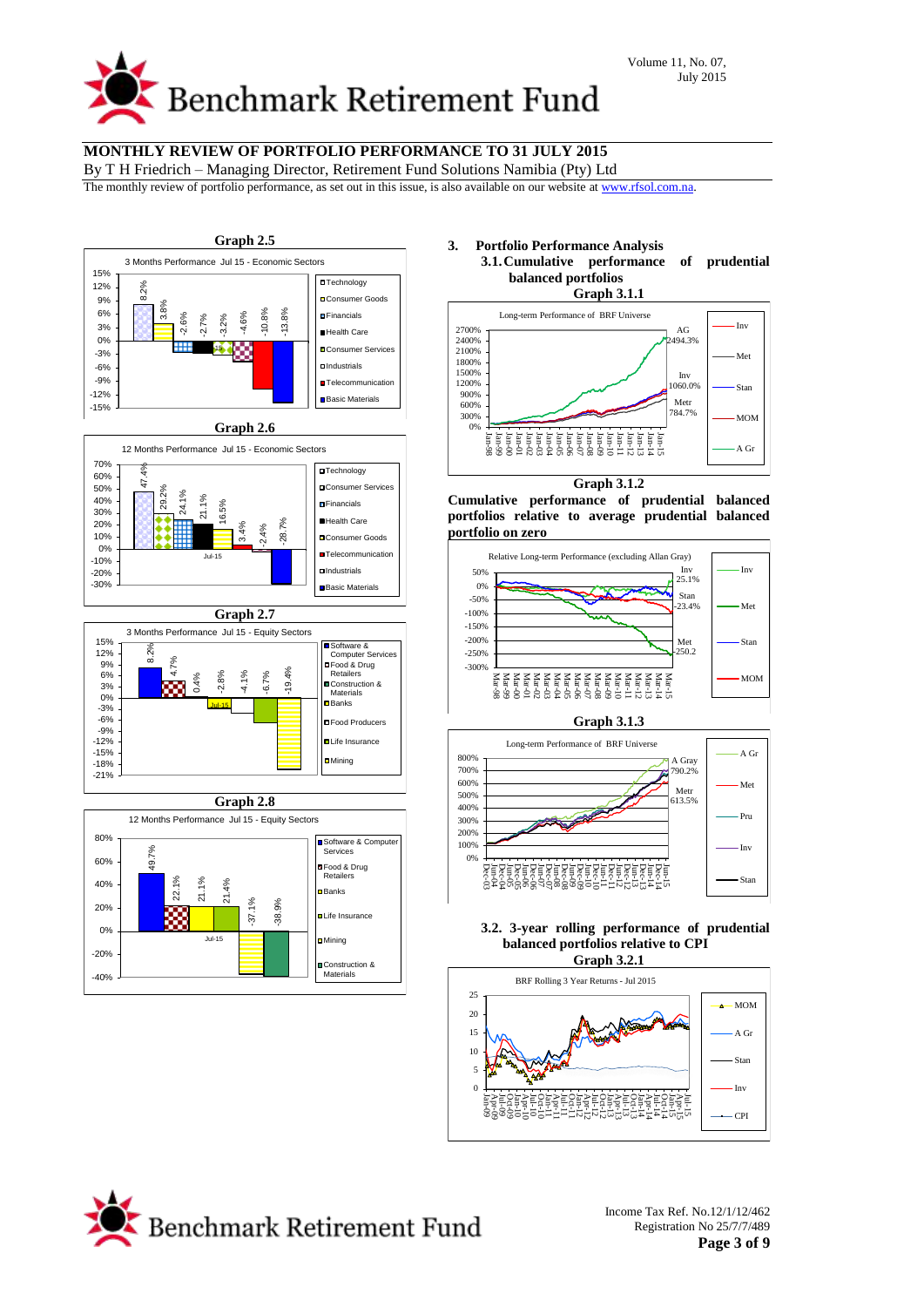## MONTHLY REVIEW OF PORTFOLIO PERFORMANCE TO 31 JULY 2015

By T H Friedrich – Managing Director, Retirement Fund Solutions Namibia (Pty) Ltd

The monthly review of portfolio performance, as set out in this issue, is also available on our website at www.rfsol.com.na.

**Graph 2.5**

3 Months Performance Jul 15 - Economic Sectors

Technology 8.2%, Consumer Goods 3.8%, Financials -2.6%, Health Care -2.7%, Consumer Services -3.2%, Industrials -4.6%, Telecommunication -10.8%, Basic Materials -13.8%

**Graph 2.6**

12 Months Performance Jul 15 - Economic Sectors

Technology 47.4%, Consumer Services 29.2%, Financials 24.1%, Health Care 21.1%, Consumer Goods 16.5%, Telecommunication 3.4%, Industrials -2.4%, Basic Materials -28.7%

**Graph 2.7**

3 Months Performance Jul 15 - Equity Sectors

Software & Computer Services 8.2%, Food & Drug Retailers 4.7%, Construction & Materials 0.4%, Banks -2.8%, Food Producers -4.1%, Life Insurance -6.7%, Mining -19.4%

**Graph 2.8**

12 Months Performance Jul 15 - Equity Sectors

Software & Computer Services 49.7%, Food & Drug Retailers 22.1%, Banks 21.1%, Life Insurance 21.4%, Mining -37.1%, Construction & Materials -38.9%

### 3. Portfolio Performance Analysis

#### 3.1. Cumulative performance of prudential balanced portfolios

**Graph 3.1.1**

Long-term Performance of BRF Universe

AG 2494.3%, Inv 1060.0%, Metr 784.7%

**Graph 3.1.2**

**Cumulative performance of prudential balanced portfolios relative to average prudential balanced portfolio on zero**

Relative Long-term Performance (excluding Allan Gray)

Inv 25.1%, Stan -23.4%, Met -250.2

**Graph 3.1.3**

Long-term Performance of BRF Universe

A Gray 790.2%, Metr 613.5%

#### 3.2. 3-year rolling performance of prudential balanced portfolios relative to CPI

**Graph 3.2.1**

BRF Rolling 3 Year Returns - Jul 2015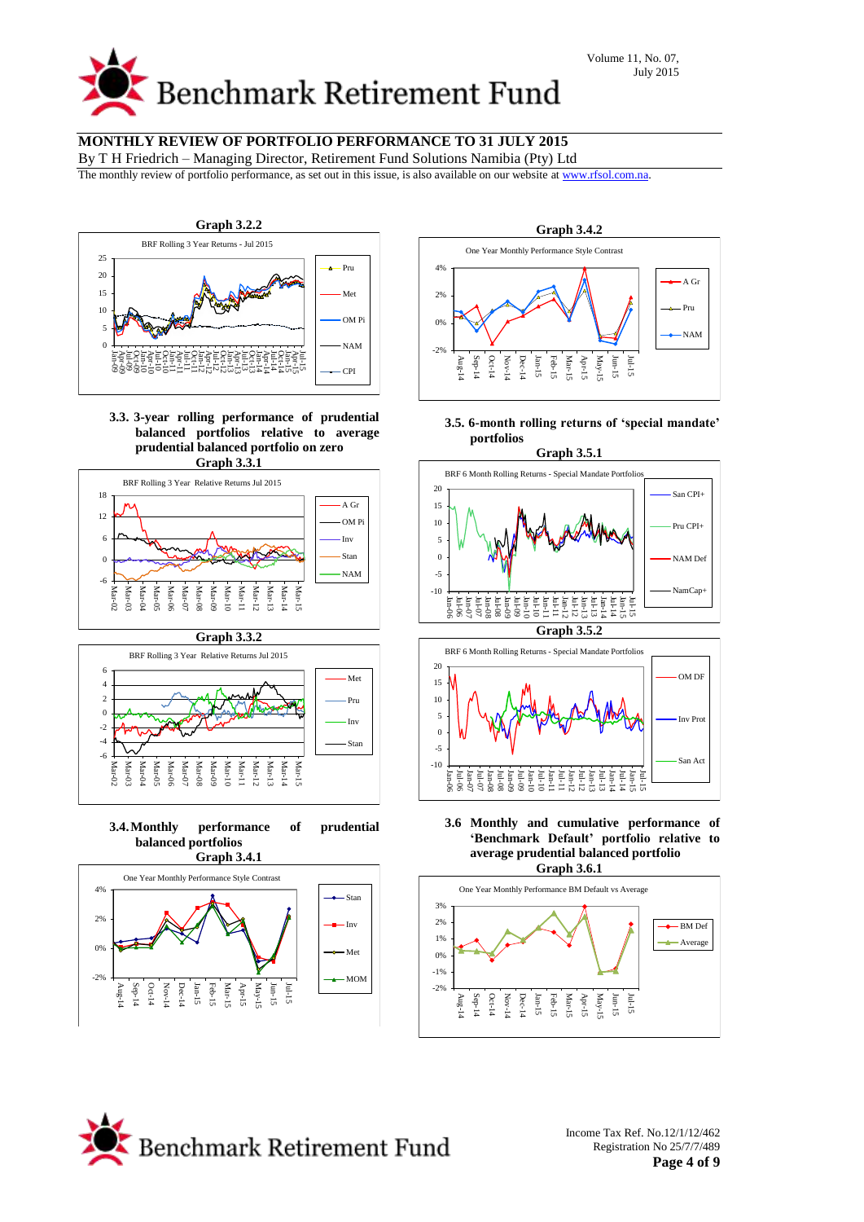# MONTHLY REVIEW OF PORTFOLIO PERFORMANCE TO 31 JULY 2015

By T H Friedrich – Managing Director, Retirement Fund Solutions Namibia (Pty) Ltd

The monthly review of portfolio performance, as set out in this issue, is also available on our website at www.rfsol.com.na.

**Graph 3.2.2**

### 3.3. 3-year rolling performance of prudential balanced portfolios relative to average prudential balanced portfolio on zero

**Graph 3.3.1**

**Graph 3.3.2**

### 3.4. Monthly performance of prudential balanced portfolios

**Graph 3.4.1**

**Graph 3.4.2**

### 3.5. 6-month rolling returns of 'special mandate' portfolios

**Graph 3.5.1**

**Graph 3.5.2**

### 3.6 Monthly and cumulative performance of 'Benchmark Default' portfolio relative to average prudential balanced portfolio

**Graph 3.6.1**

Income Tax Ref. No.12/1/12/462
Registration No 25/7/7/489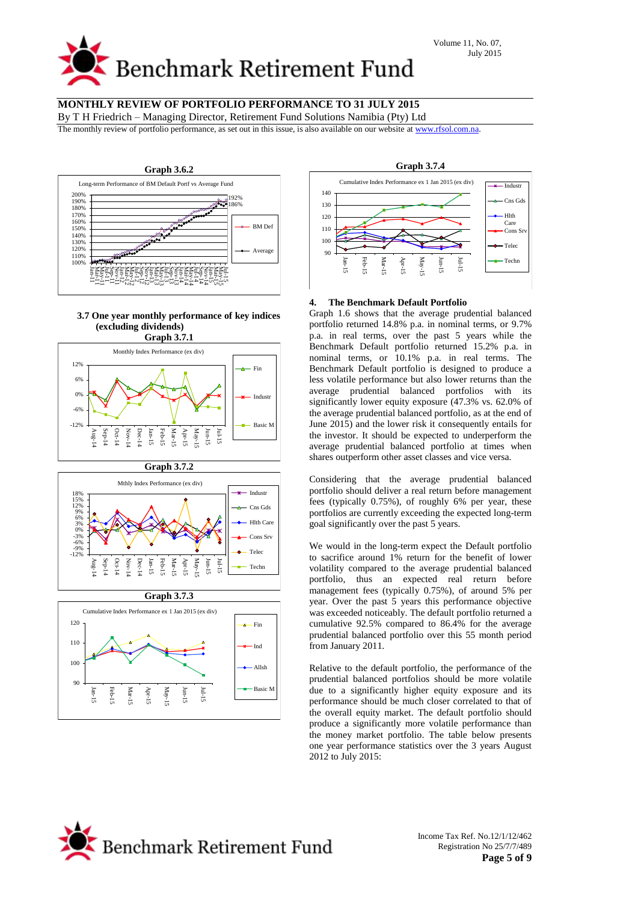# MONTHLY REVIEW OF PORTFOLIO PERFORMANCE TO 31 JULY 2015

By T H Friedrich – Managing Director, Retirement Fund Solutions Namibia (Pty) Ltd

The monthly review of portfolio performance, as set out in this issue, is also available on our website at www.rfsol.com.na.

**Graph 3.6.2**

Long-term Performance of BM Default Portf vs Average Fund

### 3.7 One year monthly performance of key indices (excluding dividends)

**Graph 3.7.1**

Monthly Index Performance (ex div)

**Graph 3.7.2**

Mthly Index Performance (ex div)

**Graph 3.7.3**

Cumulative Index Performance ex 1 Jan 2015 (ex div)

**Graph 3.7.4**

Cumulative Index Performance ex 1 Jan 2015 (ex div)

## 4. The Benchmark Default Portfolio

Graph 1.6 shows that the average prudential balanced portfolio returned 14.8% p.a. in nominal terms, or 9.7% p.a. in real terms, over the past 5 years while the Benchmark Default portfolio returned 15.2% p.a. in nominal terms, or 10.1% p.a. in real terms. The Benchmark Default portfolio is designed to produce a less volatile performance but also lower returns than the average prudential balanced portfolios with its significantly lower equity exposure (47.3% vs. 62.0% of the average prudential balanced portfolio, as at the end of June 2015) and the lower risk it consequently entails for the investor. It should be expected to underperform the average prudential balanced portfolio at times when shares outperform other asset classes and vice versa.

Considering that the average prudential balanced portfolio should deliver a real return before management fees (typically 0.75%), of roughly 6% per year, these portfolios are currently exceeding the expected long-term goal significantly over the past 5 years.

We would in the long-term expect the Default portfolio to sacrifice around 1% return for the benefit of lower volatility compared to the average prudential balanced portfolio, thus an expected real return before management fees (typically 0.75%), of around 5% per year. Over the past 5 years this performance objective was exceeded noticeably. The default portfolio returned a cumulative 92.5% compared to 86.4% for the average prudential balanced portfolio over this 55 month period from January 2011.

Relative to the default portfolio, the performance of the prudential balanced portfolios should be more volatile due to a significantly higher equity exposure and its performance should be much closer correlated to that of the overall equity market. The default portfolio should produce a significantly more volatile performance than the money market portfolio. The table below presents one year performance statistics over the 3 years August 2012 to July 2015: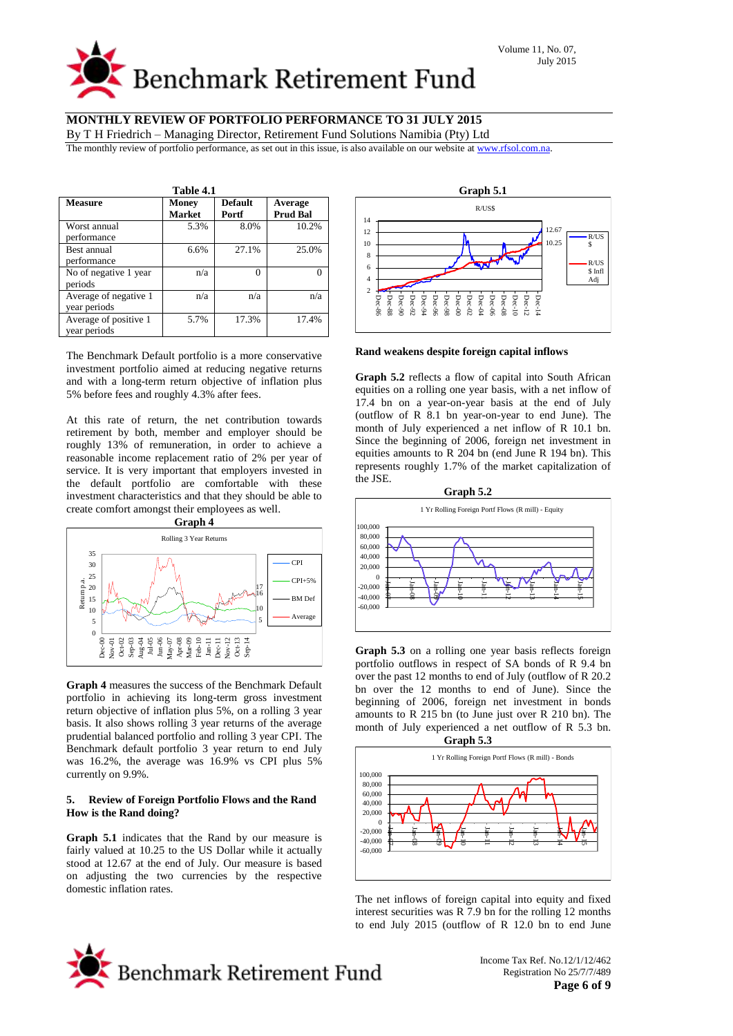## MONTHLY REVIEW OF PORTFOLIO PERFORMANCE TO 31 JULY 2015

By T H Friedrich – Managing Director, Retirement Fund Solutions Namibia (Pty) Ltd

The monthly review of portfolio performance, as set out in this issue, is also available on our website at www.rfsol.com.na.

**Table 4.1**

| Measure | Money Market | Default Portf | Average Prud Bal |
|---|---|---|---|
| Worst annual performance | 5.3% | 8.0% | 10.2% |
| Best annual performance | 6.6% | 27.1% | 25.0% |
| No of negative 1 year periods | n/a | 0 | 0 |
| Average of negative 1 year periods | n/a | n/a | n/a |
| Average of positive 1 year periods | 5.7% | 17.3% | 17.4% |

The Benchmark Default portfolio is a more conservative investment portfolio aimed at reducing negative returns and with a long-term return objective of inflation plus 5% before fees and roughly 4.3% after fees.

At this rate of return, the net contribution towards retirement by both, member and employer should be roughly 13% of remuneration, in order to achieve a reasonable income replacement ratio of 2% per year of service. It is very important that employers invested in the default portfolio are comfortable with these investment characteristics and that they should be able to create comfort amongst their employees as well.

**Graph 4**

**Graph 4** measures the success of the Benchmark Default portfolio in achieving its long-term gross investment return objective of inflation plus 5%, on a rolling 3 year basis. It also shows rolling 3 year returns of the average prudential balanced portfolio and rolling 3 year CPI. The Benchmark default portfolio 3 year return to end July was 16.2%, the average was 16.9% vs CPI plus 5% currently on 9.9%.

### 5. Review of Foreign Portfolio Flows and the Rand

**How is the Rand doing?**

**Graph 5.1** indicates that the Rand by our measure is fairly valued at 10.25 to the US Dollar while it actually stood at 12.67 at the end of July. Our measure is based on adjusting the two currencies by the respective domestic inflation rates.

**Graph 5.1**

**Rand weakens despite foreign capital inflows**

**Graph 5.2** reflects a flow of capital into South African equities on a rolling one year basis, with a net inflow of 17.4 bn on a year-on-year basis at the end of July (outflow of R 8.1 bn year-on-year to end June). The month of July experienced a net inflow of R 10.1 bn. Since the beginning of 2006, foreign net investment in equities amounts to R 204 bn (end June R 194 bn). This represents roughly 1.7% of the market capitalization of the JSE.

**Graph 5.2**

**Graph 5.3** on a rolling one year basis reflects foreign portfolio outflows in respect of SA bonds of R 9.4 bn over the past 12 months to end of July (outflow of R 20.2 bn over the 12 months to end of June). Since the beginning of 2006, foreign net investment in bonds amounts to R 215 bn (to June just over R 210 bn). The month of July experienced a net outflow of R 5.3 bn.

**Graph 5.3**

The net inflows of foreign capital into equity and fixed interest securities was R 7.9 bn for the rolling 12 months to end July 2015 (outflow of R 12.0 bn to end June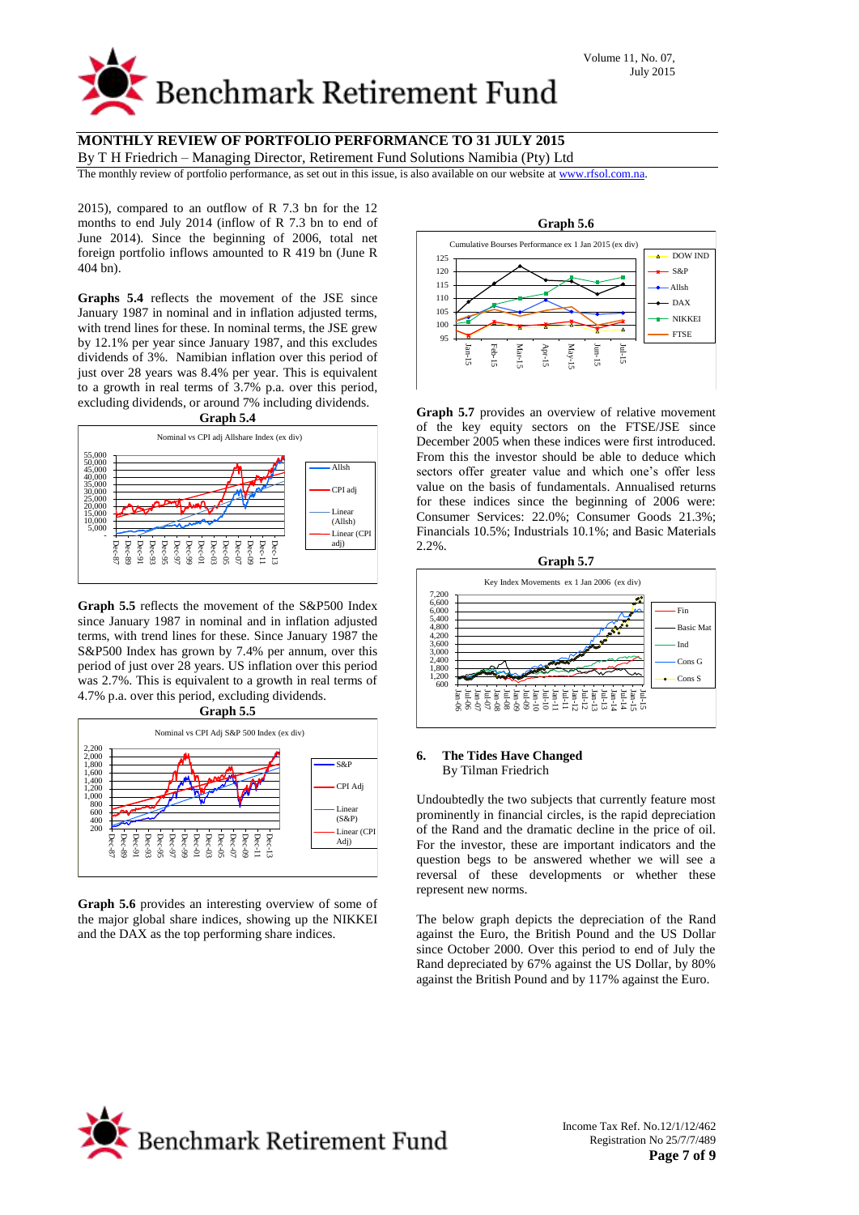2015), compared to an outflow of R 7.3 bn for the 12 months to end July 2014 (inflow of R 7.3 bn to end of June 2014). Since the beginning of 2006, total net foreign portfolio inflows amounted to R 419 bn (June R 404 bn).

**Graphs 5.4** reflects the movement of the JSE since January 1987 in nominal and in inflation adjusted terms, with trend lines for these. In nominal terms, the JSE grew by 12.1% per year since January 1987, and this excludes dividends of 3%. Namibian inflation over this period of just over 28 years was 8.4% per year. This is equivalent to a growth in real terms of 3.7% p.a. over this period, excluding dividends, or around 7% including dividends.

**Graph 5.4**

**Graph 5.5** reflects the movement of the S&P500 Index since January 1987 in nominal and in inflation adjusted terms, with trend lines for these. Since January 1987 the S&P500 Index has grown by 7.4% per annum, over this period of just over 28 years. US inflation over this period was 2.7%. This is equivalent to a growth in real terms of 4.7% p.a. over this period, excluding dividends.

**Graph 5.5**

**Graph 5.6** provides an interesting overview of some of the major global share indices, showing up the NIKKEI and the DAX as the top performing share indices.

**Graph 5.6**

**Graph 5.7** provides an overview of relative movement of the key equity sectors on the FTSE/JSE since December 2005 when these indices were first introduced. From this the investor should be able to deduce which sectors offer greater value and which one's offer less value on the basis of fundamentals. Annualised returns for these indices since the beginning of 2006 were: Consumer Services: 22.0%; Consumer Goods 21.3%; Financials 10.5%; Industrials 10.1%; and Basic Materials 2.2%.

**Graph 5.7**

## 6. The Tides Have Changed

By Tilman Friedrich

Undoubtedly the two subjects that currently feature most prominently in financial circles, is the rapid depreciation of the Rand and the dramatic decline in the price of oil. For the investor, these are important indicators and the question begs to be answered whether we will see a reversal of these developments or whether these represent new norms.

The below graph depicts the depreciation of the Rand against the Euro, the British Pound and the US Dollar since October 2000. Over this period to end of July the Rand depreciated by 67% against the US Dollar, by 80% against the British Pound and by 117% against the Euro.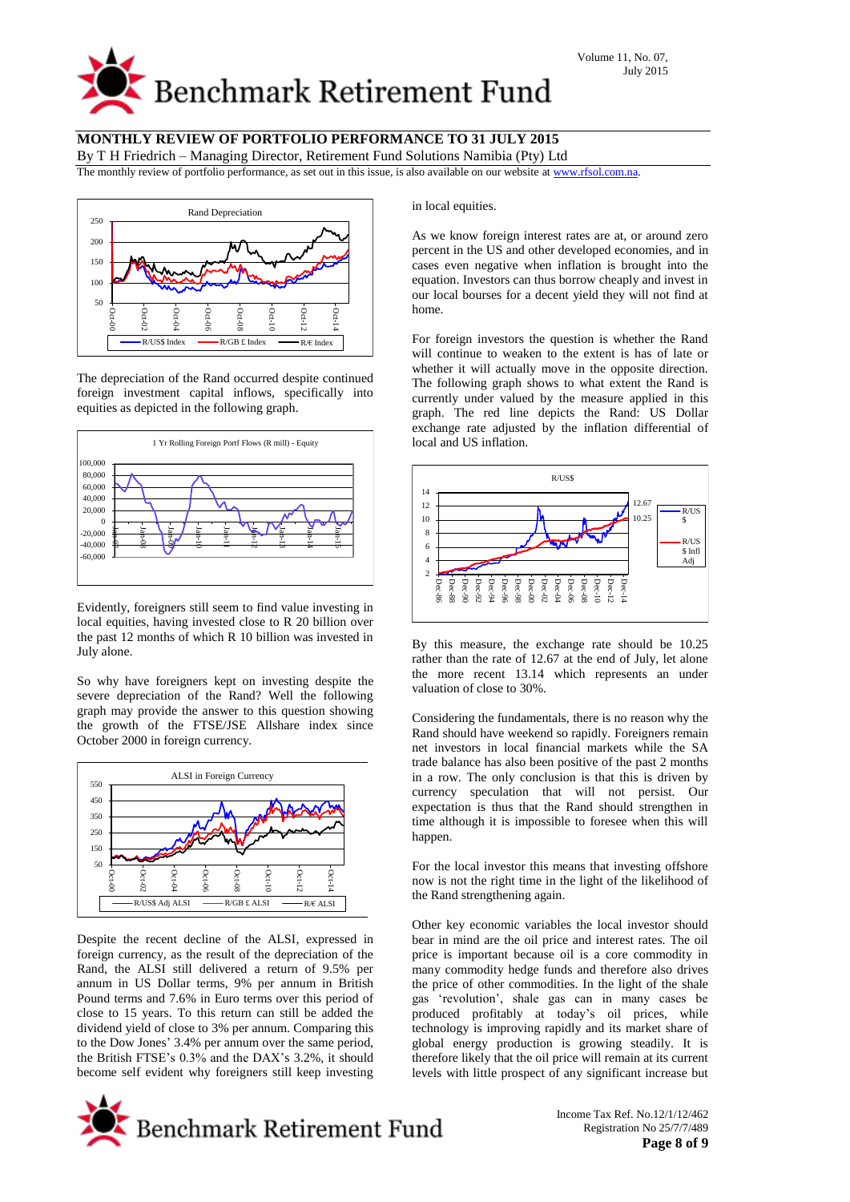## MONTHLY REVIEW OF PORTFOLIO PERFORMANCE TO 31 JULY 2015

By T H Friedrich – Managing Director, Retirement Fund Solutions Namibia (Pty) Ltd

The monthly review of portfolio performance, as set out in this issue, is also available on our website at www.rfsol.com.na.

The depreciation of the Rand occurred despite continued foreign investment capital inflows, specifically into equities as depicted in the following graph.

Evidently, foreigners still seem to find value investing in local equities, having invested close to R 20 billion over the past 12 months of which R 10 billion was invested in July alone.

So why have foreigners kept on investing despite the severe depreciation of the Rand? Well the following graph may provide the answer to this question showing the growth of the FTSE/JSE Allshare index since October 2000 in foreign currency.

Despite the recent decline of the ALSI, expressed in foreign currency, as the result of the depreciation of the Rand, the ALSI still delivered a return of 9.5% per annum in US Dollar terms, 9% per annum in British Pound terms and 7.6% in Euro terms over this period of close to 15 years. To this return can still be added the dividend yield of close to 3% per annum. Comparing this to the Dow Jones' 3.4% per annum over the same period, the British FTSE's 0.3% and the DAX's 3.2%, it should become self evident why foreigners still keep investing in local equities.

As we know foreign interest rates are at, or around zero percent in the US and other developed economies, and in cases even negative when inflation is brought into the equation. Investors can thus borrow cheaply and invest in our local bourses for a decent yield they will not find at home.

For foreign investors the question is whether the Rand will continue to weaken to the extent is has of late or whether it will actually move in the opposite direction. The following graph shows to what extent the Rand is currently under valued by the measure applied in this graph. The red line depicts the Rand: US Dollar exchange rate adjusted by the inflation differential of local and US inflation.

By this measure, the exchange rate should be 10.25 rather than the rate of 12.67 at the end of July, let alone the more recent 13.14 which represents an under valuation of close to 30%.

Considering the fundamentals, there is no reason why the Rand should have weekend so rapidly. Foreigners remain net investors in local financial markets while the SA trade balance has also been positive of the past 2 months in a row. The only conclusion is that this is driven by currency speculation that will not persist. Our expectation is thus that the Rand should strengthen in time although it is impossible to foresee when this will happen.

For the local investor this means that investing offshore now is not the right time in the light of the likelihood of the Rand strengthening again.

Other key economic variables the local investor should bear in mind are the oil price and interest rates. The oil price is important because oil is a core commodity in many commodity hedge funds and therefore also drives the price of other commodities. In the light of the shale gas 'revolution', shale gas can in many cases be produced profitably at today's oil prices, while technology is improving rapidly and its market share of global energy production is growing steadily. It is therefore likely that the oil price will remain at its current levels with little prospect of any significant increase but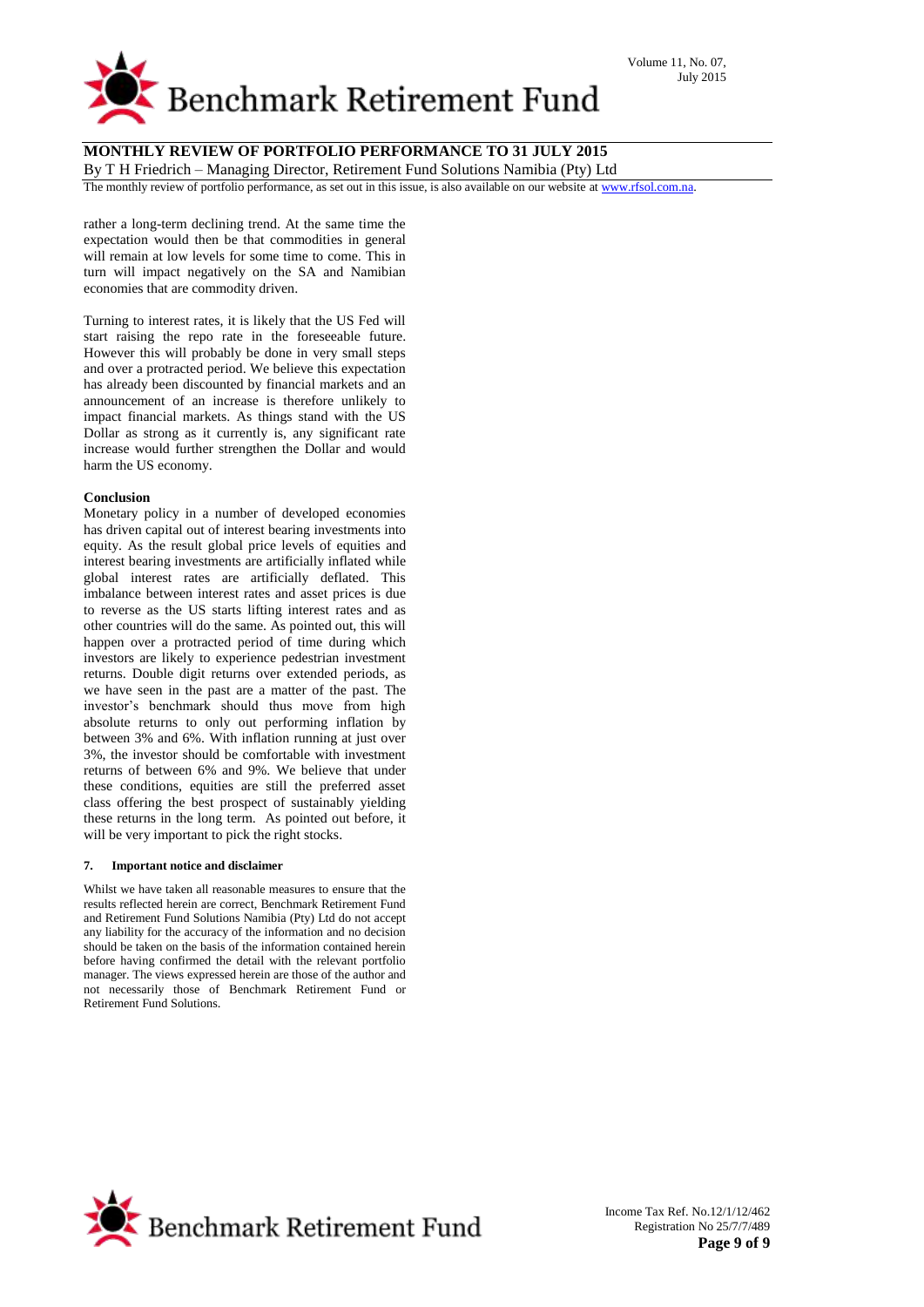rather a long-term declining trend. At the same time the expectation would then be that commodities in general will remain at low levels for some time to come. This in turn will impact negatively on the SA and Namibian economies that are commodity driven.

Turning to interest rates, it is likely that the US Fed will start raising the repo rate in the foreseeable future. However this will probably be done in very small steps and over a protracted period. We believe this expectation has already been discounted by financial markets and an announcement of an increase is therefore unlikely to impact financial markets. As things stand with the US Dollar as strong as it currently is, any significant rate increase would further strengthen the Dollar and would harm the US economy.

**Conclusion**

Monetary policy in a number of developed economies has driven capital out of interest bearing investments into equity. As the result global price levels of equities and interest bearing investments are artificially inflated while global interest rates are artificially deflated. This imbalance between interest rates and asset prices is due to reverse as the US starts lifting interest rates and as other countries will do the same. As pointed out, this will happen over a protracted period of time during which investors are likely to experience pedestrian investment returns. Double digit returns over extended periods, as we have seen in the past are a matter of the past. The investor's benchmark should thus move from high absolute returns to only out performing inflation by between 3% and 6%. With inflation running at just over 3%, the investor should be comfortable with investment returns of between 6% and 9%. We believe that under these conditions, equities are still the preferred asset class offering the best prospect of sustainably yielding these returns in the long term. As pointed out before, it will be very important to pick the right stocks.

## 7. Important notice and disclaimer

Whilst we have taken all reasonable measures to ensure that the results reflected herein are correct, Benchmark Retirement Fund and Retirement Fund Solutions Namibia (Pty) Ltd do not accept any liability for the accuracy of the information and no decision should be taken on the basis of the information contained herein before having confirmed the detail with the relevant portfolio manager. The views expressed herein are those of the author and not necessarily those of Benchmark Retirement Fund or Retirement Fund Solutions.